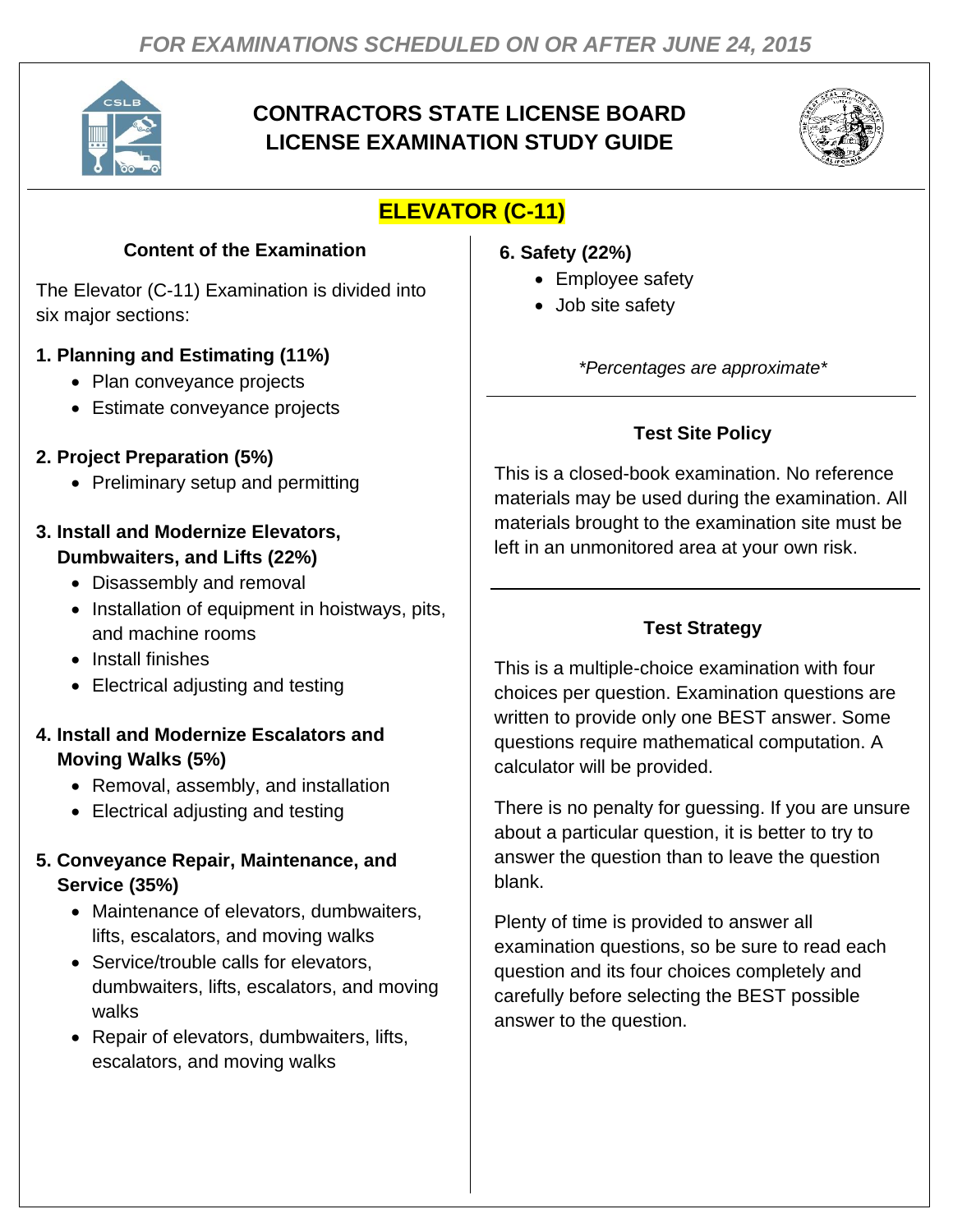*FOR EXAMINATIONS SCHEDULED ON OR AFTER JUNE 24, 2015*

# CONTRACTORS STATE LICENSE BOARD LICENSE EXAMINATION STUDY GUIDE

## ELEVATOR (C-11)

### Content of the Examination

The Elevator (C-11) Examination is divided into six major sections:

**1. Planning and Estimating (11%)**

- Plan conveyance projects
- Estimate conveyance projects

**2. Project Preparation (5%)**

- Preliminary setup and permitting

**3. Install and Modernize Elevators, Dumbwaiters, and Lifts (22%)**

- Disassembly and removal
- Installation of equipment in hoistways, pits, and machine rooms
- Install finishes
- Electrical adjusting and testing

**4. Install and Modernize Escalators and Moving Walks (5%)**

- Removal, assembly, and installation
- Electrical adjusting and testing

**5. Conveyance Repair, Maintenance, and Service (35%)**

- Maintenance of elevators, dumbwaiters, lifts, escalators, and moving walks
- Service/trouble calls for elevators, dumbwaiters, lifts, escalators, and moving walks
- Repair of elevators, dumbwaiters, lifts, escalators, and moving walks

**6. Safety (22%)**

- Employee safety
- Job site safety

*\*Percentages are approximate\**

### Test Site Policy

This is a closed-book examination. No reference materials may be used during the examination. All materials brought to the examination site must be left in an unmonitored area at your own risk.

### Test Strategy

This is a multiple-choice examination with four choices per question. Examination questions are written to provide only one BEST answer. Some questions require mathematical computation. A calculator will be provided.

There is no penalty for guessing. If you are unsure about a particular question, it is better to try to answer the question than to leave the question blank.

Plenty of time is provided to answer all examination questions, so be sure to read each question and its four choices completely and carefully before selecting the BEST possible answer to the question.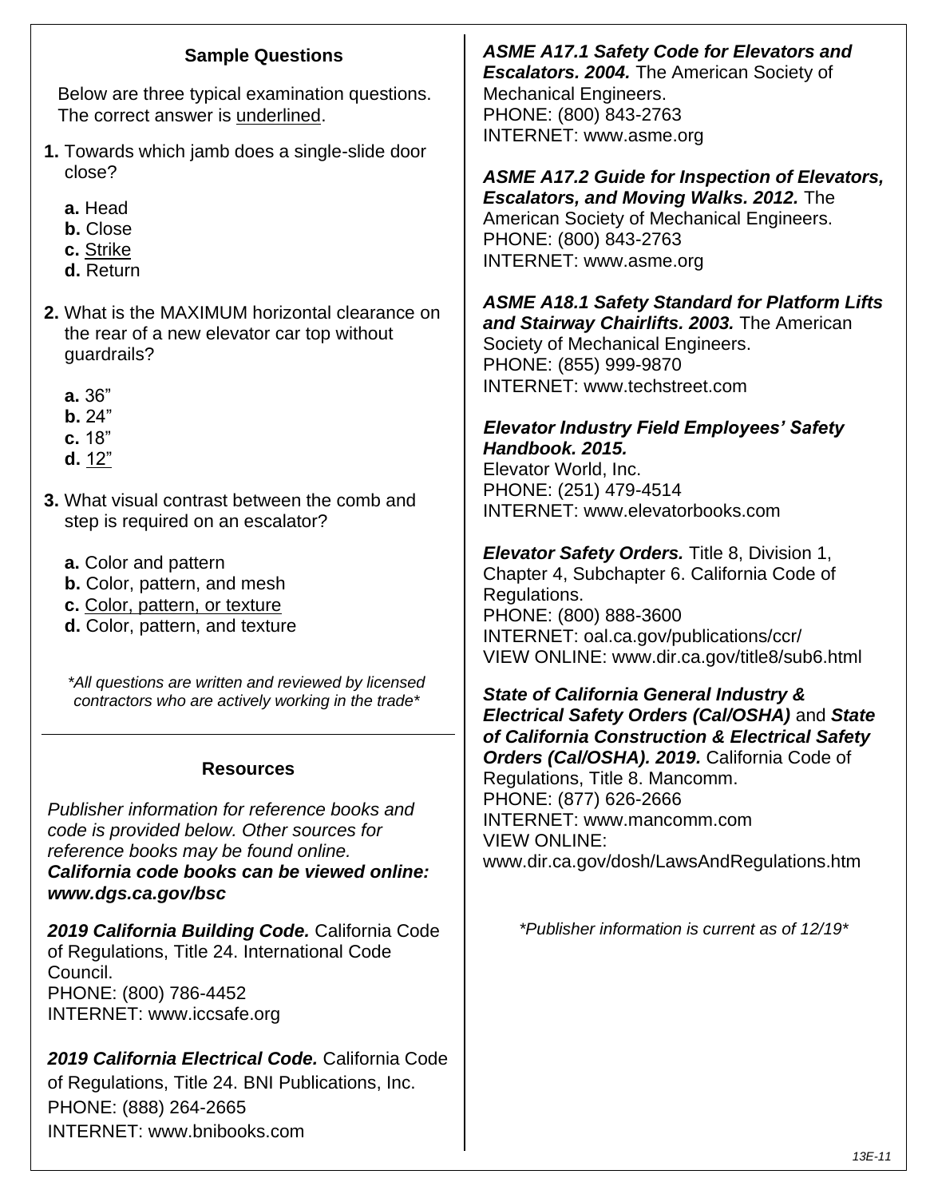## Sample Questions

Below are three typical examination questions. The correct answer is <u>underlined</u>.

**1.** Towards which jamb does a single-slide door close?

**a.** Head
**b.** Close
**c.** <u>Strike</u>
**d.** Return

**2.** What is the MAXIMUM horizontal clearance on the rear of a new elevator car top without guardrails?

**a.** 36”
**b.** 24”
**c.** 18”
**d.** <u>12”</u>

**3.** What visual contrast between the comb and step is required on an escalator?

**a.** Color and pattern
**b.** Color, pattern, and mesh
**c.** <u>Color, pattern, or texture</u>
**d.** Color, pattern, and texture

*\*All questions are written and reviewed by licensed contractors who are actively working in the trade\**

## Resources

*Publisher information for reference books and code is provided below. Other sources for reference books may be found online.*
***California code books can be viewed online: www.dgs.ca.gov/bsc***

***2019 California Building Code.*** California Code of Regulations, Title 24. International Code Council.
PHONE: (800) 786-4452
INTERNET: www.iccsafe.org

***2019 California Electrical Code.*** California Code of Regulations, Title 24. BNI Publications, Inc.
PHONE: (888) 264-2665
INTERNET: www.bnibooks.com

***ASME A17.1 Safety Code for Elevators and Escalators. 2004.*** The American Society of Mechanical Engineers.
PHONE: (800) 843-2763
INTERNET: www.asme.org

***ASME A17.2 Guide for Inspection of Elevators, Escalators, and Moving Walks. 2012.*** The American Society of Mechanical Engineers.
PHONE: (800) 843-2763
INTERNET: www.asme.org

***ASME A18.1 Safety Standard for Platform Lifts and Stairway Chairlifts. 2003.*** The American Society of Mechanical Engineers.
PHONE: (855) 999-9870
INTERNET: www.techstreet.com

***Elevator Industry Field Employees’ Safety Handbook. 2015.***
Elevator World, Inc.
PHONE: (251) 479-4514
INTERNET: www.elevatorbooks.com

***Elevator Safety Orders.*** Title 8, Division 1, Chapter 4, Subchapter 6. California Code of Regulations.
PHONE: (800) 888-3600
INTERNET: oal.ca.gov/publications/ccr/
VIEW ONLINE: www.dir.ca.gov/title8/sub6.html

***State of California General Industry & Electrical Safety Orders (Cal/OSHA)*** and ***State of California Construction & Electrical Safety Orders (Cal/OSHA). 2019.*** California Code of Regulations, Title 8. Mancomm.
PHONE: (877) 626-2666
INTERNET: www.mancomm.com
VIEW ONLINE:
www.dir.ca.gov/dosh/LawsAndRegulations.htm

*\*Publisher information is current as of 12/19\**